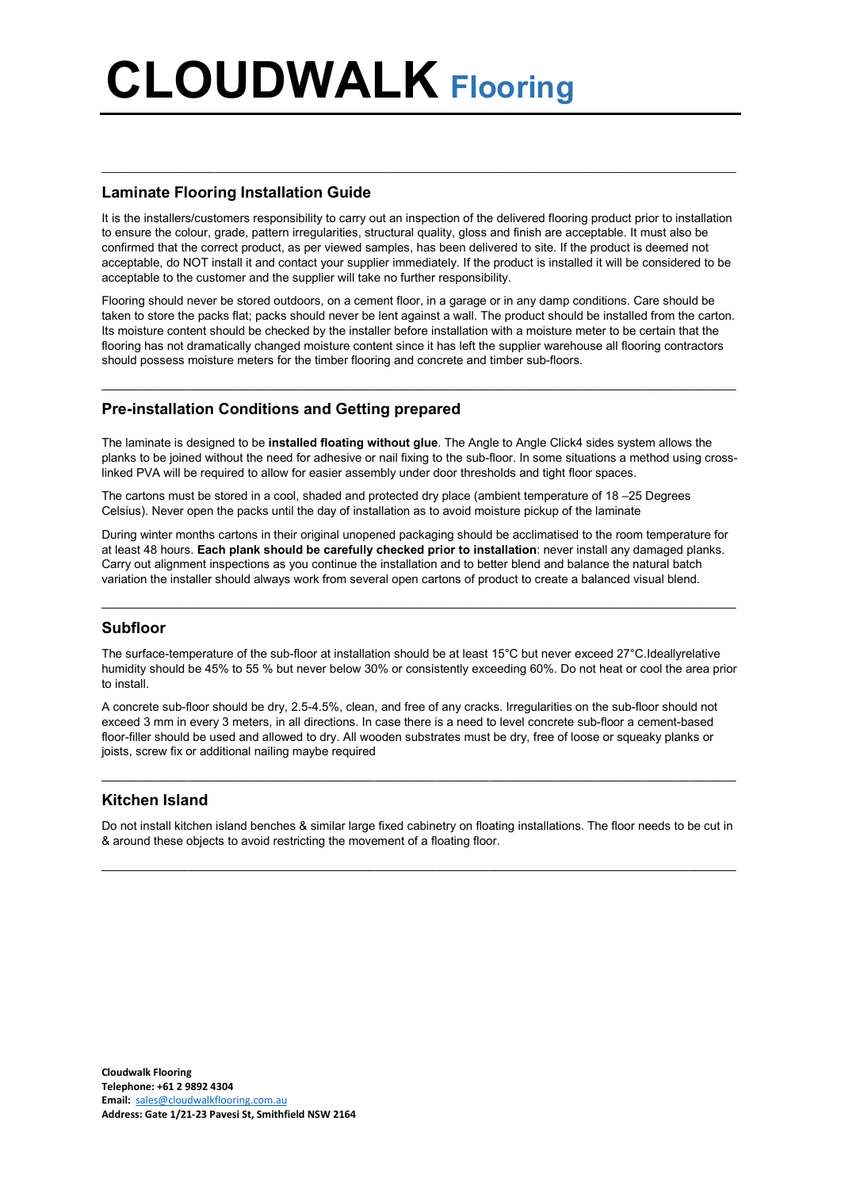# CLOUDWALK Flooring

## Laminate Flooring Installation Guide

It is the installers/customers responsibility to carry out an inspection of the delivered flooring product prior to installation to ensure the colour, grade, pattern irregularities, structural quality, gloss and finish are acceptable. It must also be confirmed that the correct product, as per viewed samples, has been delivered to site. If the product is deemed not acceptable, do NOT install it and contact your supplier immediately. If the product is installed it will be considered to be acceptable to the customer and the supplier will take no further responsibility.

Flooring should never be stored outdoors, on a cement floor, in a garage or in any damp conditions. Care should be taken to store the packs flat; packs should never be lent against a wall. The product should be installed from the carton. Its moisture content should be checked by the installer before installation with a moisture meter to be certain that the flooring has not dramatically changed moisture content since it has left the supplier warehouse all flooring contractors should possess moisture meters for the timber flooring and concrete and timber sub-floors.

## Pre-installation Conditions and Getting prepared

The laminate is designed to be **installed floating without glue**. The Angle to Angle Click4 sides system allows the planks to be joined without the need for adhesive or nail fixing to the sub-floor. In some situations a method using cross-linked PVA will be required to allow for easier assembly under door thresholds and tight floor spaces.

The cartons must be stored in a cool, shaded and protected dry place (ambient temperature of 18 –25 Degrees Celsius). Never open the packs until the day of installation as to avoid moisture pickup of the laminate

During winter months cartons in their original unopened packaging should be acclimatised to the room temperature for at least 48 hours. **Each plank should be carefully checked prior to installation**: never install any damaged planks. Carry out alignment inspections as you continue the installation and to better blend and balance the natural batch variation the installer should always work from several open cartons of product to create a balanced visual blend.

## Subfloor

The surface-temperature of the sub-floor at installation should be at least 15°C but never exceed 27°C.Ideallyrelative humidity should be 45% to 55 % but never below 30% or consistently exceeding 60%. Do not heat or cool the area prior to install.

A concrete sub-floor should be dry, 2.5-4.5%, clean, and free of any cracks. Irregularities on the sub-floor should not exceed 3 mm in every 3 meters, in all directions. In case there is a need to level concrete sub-floor a cement-based floor-filler should be used and allowed to dry. All wooden substrates must be dry, free of loose or squeaky planks or joists, screw fix or additional nailing maybe required

## Kitchen Island

Do not install kitchen island benches & similar large fixed cabinetry on floating installations. The floor needs to be cut in & around these objects to avoid restricting the movement of a floating floor.

**Cloudwalk Flooring**
**Telephone: +61 2 9892 4304**
**Email:** sales@cloudwalkflooring.com.au
**Address: Gate 1/21-23 Pavesi St, Smithfield NSW 2164**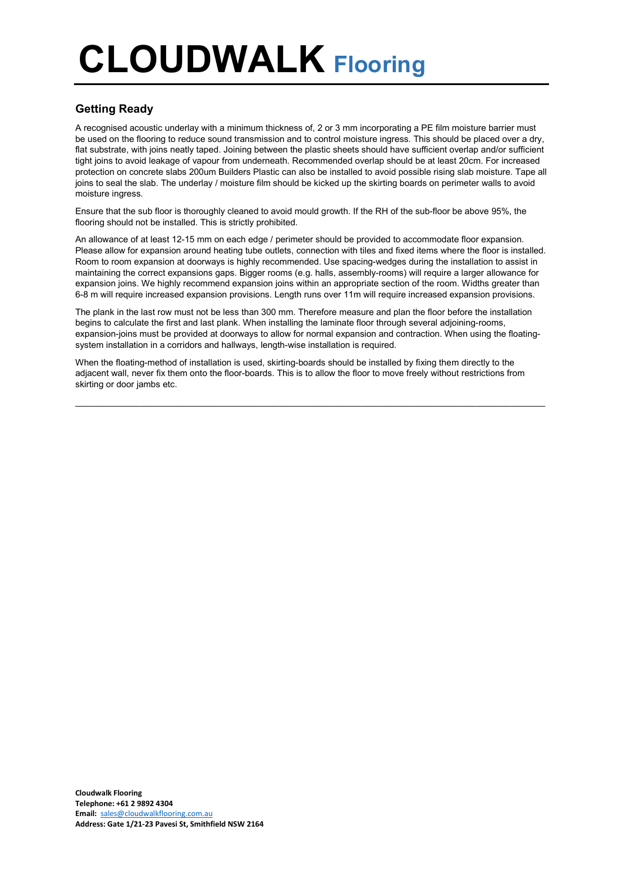# CLOUDWALK Flooring

## Getting Ready

A recognised acoustic underlay with a minimum thickness of, 2 or 3 mm incorporating a PE film moisture barrier must be used on the flooring to reduce sound transmission and to control moisture ingress. This should be placed over a dry, flat substrate, with joins neatly taped. Joining between the plastic sheets should have sufficient overlap and/or sufficient tight joins to avoid leakage of vapour from underneath. Recommended overlap should be at least 20cm. For increased protection on concrete slabs 200um Builders Plastic can also be installed to avoid possible rising slab moisture. Tape all joins to seal the slab. The underlay / moisture film should be kicked up the skirting boards on perimeter walls to avoid moisture ingress.

Ensure that the sub floor is thoroughly cleaned to avoid mould growth. If the RH of the sub-floor be above 95%, the flooring should not be installed. This is strictly prohibited.

An allowance of at least 12-15 mm on each edge / perimeter should be provided to accommodate floor expansion. Please allow for expansion around heating tube outlets, connection with tiles and fixed items where the floor is installed. Room to room expansion at doorways is highly recommended. Use spacing-wedges during the installation to assist in maintaining the correct expansions gaps. Bigger rooms (e.g. halls, assembly-rooms) will require a larger allowance for expansion joins. We highly recommend expansion joins within an appropriate section of the room. Widths greater than 6-8 m will require increased expansion provisions. Length runs over 11m will require increased expansion provisions.

The plank in the last row must not be less than 300 mm. Therefore measure and plan the floor before the installation begins to calculate the first and last plank. When installing the laminate floor through several adjoining-rooms, expansion-joins must be provided at doorways to allow for normal expansion and contraction. When using the floating-system installation in a corridors and hallways, length-wise installation is required.

When the floating-method of installation is used, skirting-boards should be installed by fixing them directly to the adjacent wall, never fix them onto the floor-boards. This is to allow the floor to move freely without restrictions from skirting or door jambs etc.

---

**Cloudwalk Flooring**
**Telephone: +61 2 9892 4304**
**Email:** sales@cloudwalkflooring.com.au
**Address: Gate 1/21-23 Pavesi St, Smithfield NSW 2164**